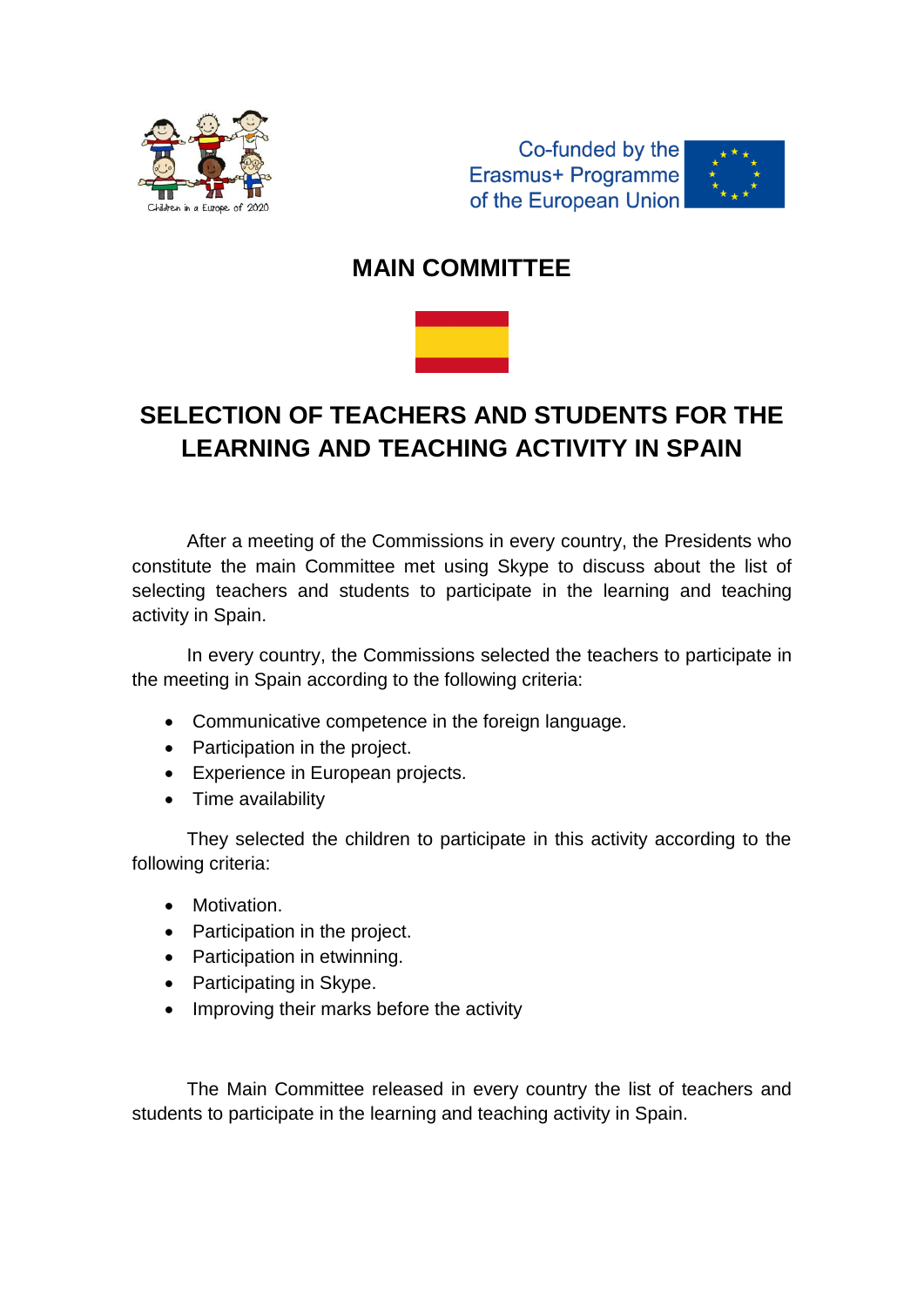Co-funded by the Erasmus+ Programme of the European Union

# MAIN COMMITTEE

## SELECTION OF TEACHERS AND STUDENTS FOR THE LEARNING AND TEACHING ACTIVITY IN SPAIN

After a meeting of the Commissions in every country, the Presidents who constitute the main Committee met using Skype to discuss about the list of selecting teachers and students to participate in the learning and teaching activity in Spain.

In every country, the Commissions selected the teachers to participate in the meeting in Spain according to the following criteria:

- Communicative competence in the foreign language.
- Participation in the project.
- Experience in European projects.
- Time availability

They selected the children to participate in this activity according to the following criteria:

- Motivation.
- Participation in the project.
- Participation in etwinning.
- Participating in Skype.
- Improving their marks before the activity

The Main Committee released in every country the list of teachers and students to participate in the learning and teaching activity in Spain.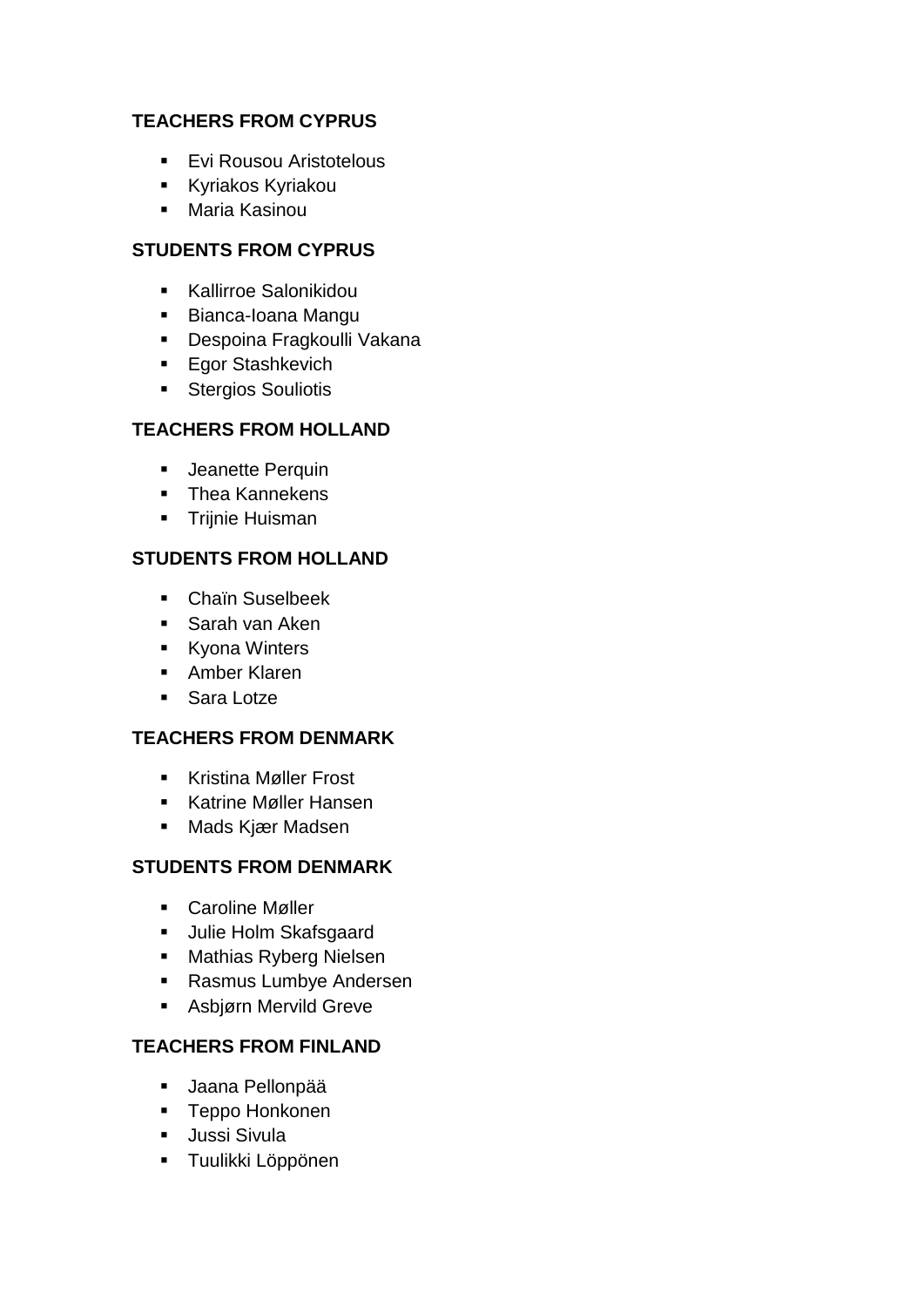**TEACHERS FROM CYPRUS**

- Evi Rousou Aristotelous
- Kyriakos Kyriakou
- Maria Kasinou

**STUDENTS FROM CYPRUS**

- Kallirroe Salonikidou
- Bianca-Ioana Mangu
- Despoina Fragkoulli Vakana
- Egor Stashkevich
- Stergios Souliotis

**TEACHERS FROM HOLLAND**

- Jeanette Perquin
- Thea Kannekens
- Trijnie Huisman

**STUDENTS FROM HOLLAND**

- Chaïn Suselbeek
- Sarah van Aken
- Kyona Winters
- Amber Klaren
- Sara Lotze

**TEACHERS FROM DENMARK**

- Kristina Møller Frost
- Katrine Møller Hansen
- Mads Kjær Madsen

**STUDENTS FROM DENMARK**

- Caroline Møller
- Julie Holm Skafsgaard
- Mathias Ryberg Nielsen
- Rasmus Lumbye Andersen
- Asbjørn Mervild Greve

**TEACHERS FROM FINLAND**

- Jaana Pellonpää
- Teppo Honkonen
- Jussi Sivula
- Tuulikki Löppönen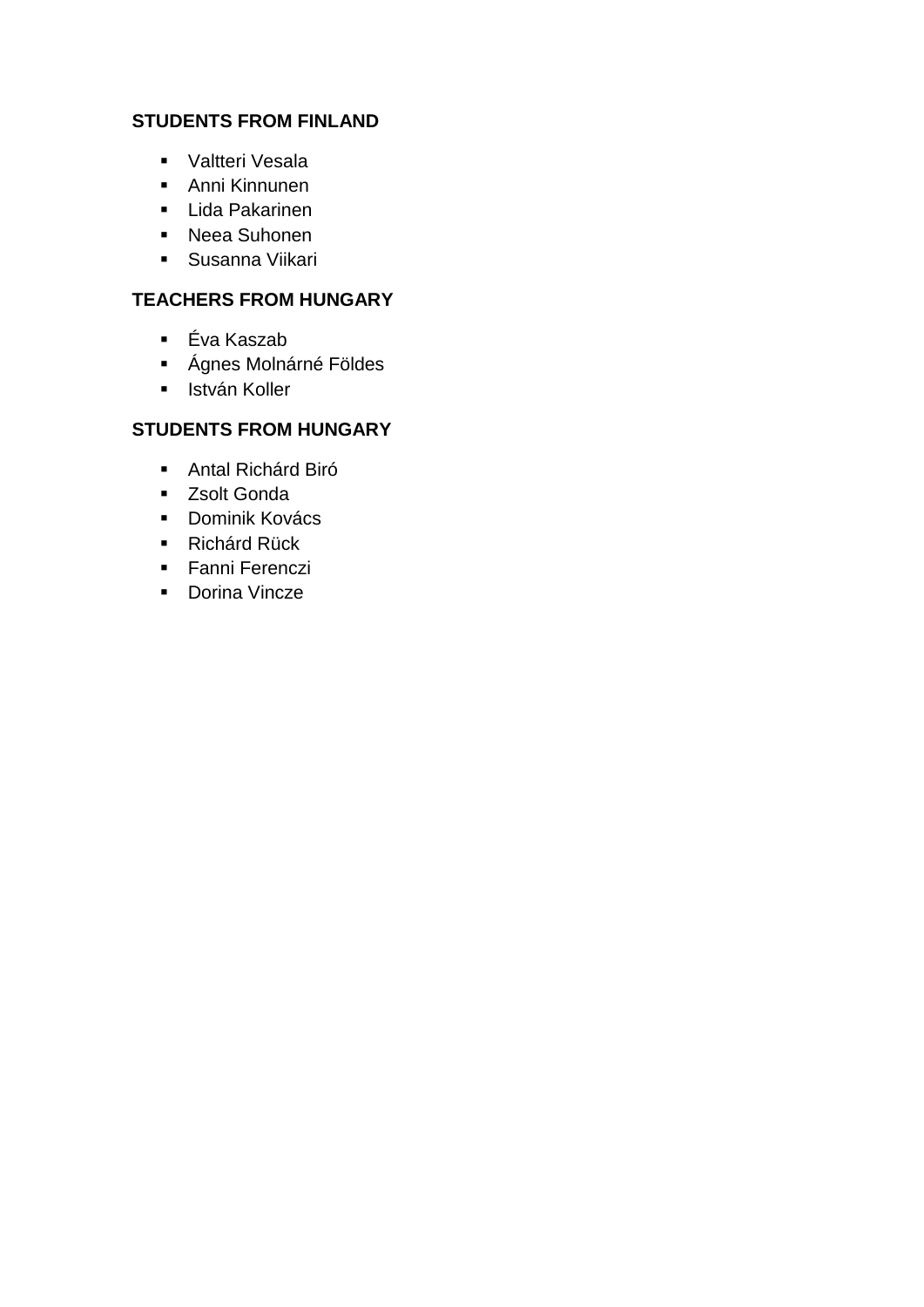**STUDENTS FROM FINLAND**

- Valtteri Vesala
- Anni Kinnunen
- Lida Pakarinen
- Neea Suhonen
- Susanna Viikari

**TEACHERS FROM HUNGARY**

- Éva Kaszab
- Ágnes Molnárné Földes
- István Koller

**STUDENTS FROM HUNGARY**

- Antal Richárd Biró
- Zsolt Gonda
- Dominik Kovács
- Richárd Rück
- Fanni Ferenczi
- Dorina Vincze